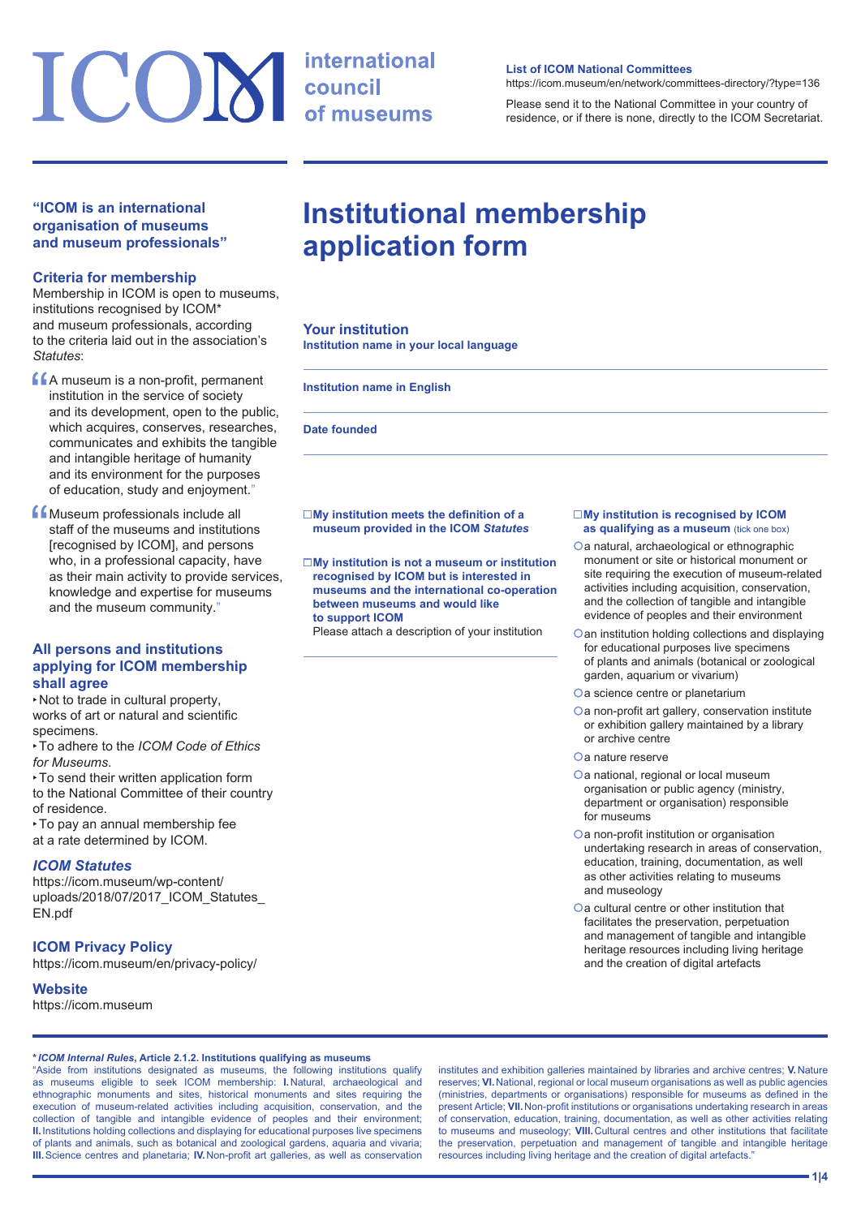# ICOM international council of museums

**List of ICOM National Committees**
https://icom.museum/en/network/committees-directory/?type=136

Please send it to the National Committee in your country of residence, or if there is none, directly to the ICOM Secretariat.

**"ICOM is an international organisation of museums and museum professionals"**

## Criteria for membership

Membership in ICOM is open to museums, institutions recognised by ICOM* and museum professionals, according to the criteria laid out in the association's *Statutes*:

"A museum is a non-profit, permanent institution in the service of society and its development, open to the public, which acquires, conserves, researches, communicates and exhibits the tangible and intangible heritage of humanity and its environment for the purposes of education, study and enjoyment."

"Museum professionals include all staff of the museums and institutions [recognised by ICOM], and persons who, in a professional capacity, have as their main activity to provide services, knowledge and expertise for museums and the museum community."

## All persons and institutions applying for ICOM membership shall agree

- Not to trade in cultural property, works of art or natural and scientific specimens.
- To adhere to the *ICOM Code of Ethics for Museums*.
- To send their written application form to the National Committee of their country of residence.
- To pay an annual membership fee at a rate determined by ICOM.

## *ICOM Statutes*

https://icom.museum/wp-content/uploads/2018/07/2017_ICOM_Statutes_EN.pdf

## ICOM Privacy Policy

https://icom.museum/en/privacy-policy/

## Website

https://icom.museum

# Institutional membership application form

## Your institution

**Institution name in your local language**

**Institution name in English**

**Date founded**

☐ **My institution meets the definition of a museum provided in the ICOM *Statutes***

☐ **My institution is not a museum or institution recognised by ICOM but is interested in museums and the international co-operation between museums and would like to support ICOM**
Please attach a description of your institution

☐ **My institution is recognised by ICOM as qualifying as a museum** (tick one box)

- ○ a natural, archaeological or ethnographic monument or site or historical monument or site requiring the execution of museum-related activities including acquisition, conservation, and the collection of tangible and intangible evidence of peoples and their environment
- ○ an institution holding collections and displaying for educational purposes live specimens of plants and animals (botanical or zoological garden, aquarium or vivarium)
- ○ a science centre or planetarium
- ○ a non-profit art gallery, conservation institute or exhibition gallery maintained by a library or archive centre
- ○ a nature reserve
- ○ a national, regional or local museum organisation or public agency (ministry, department or organisation) responsible for museums
- ○ a non-profit institution or organisation undertaking research in areas of conservation, education, training, documentation, as well as other activities relating to museums and museology
- ○ a cultural centre or other institution that facilitates the preservation, perpetuation and management of tangible and intangible heritage resources including living heritage and the creation of digital artefacts

**\* *ICOM Internal Rules*, Article 2.1.2. Institutions qualifying as museums**
"Aside from institutions designated as museums, the following institutions qualify as museums eligible to seek ICOM membership: **I.** Natural, archaeological and ethnographic monuments and sites, historical monuments and sites requiring the execution of museum-related activities including acquisition, conservation, and the collection of tangible and intangible evidence of peoples and their environment; **II.** Institutions holding collections and displaying for educational purposes live specimens of plants and animals, such as botanical and zoological gardens, aquaria and vivaria; **III.** Science centres and planetaria; **IV.** Non-profit art galleries, as well as conservation institutes and exhibition galleries maintained by libraries and archive centres; **V.** Nature reserves; **VI.** National, regional or local museum organisations as well as public agencies (ministries, departments or organisations) responsible for museums as defined in the present Article; **VII.** Non-profit institutions or organisations undertaking research in areas of conservation, education, training, documentation, as well as other activities relating to museums and museology; **VIII.** Cultural centres and other institutions that facilitate the preservation, perpetuation and management of tangible and intangible heritage resources including living heritage and the creation of digital artefacts."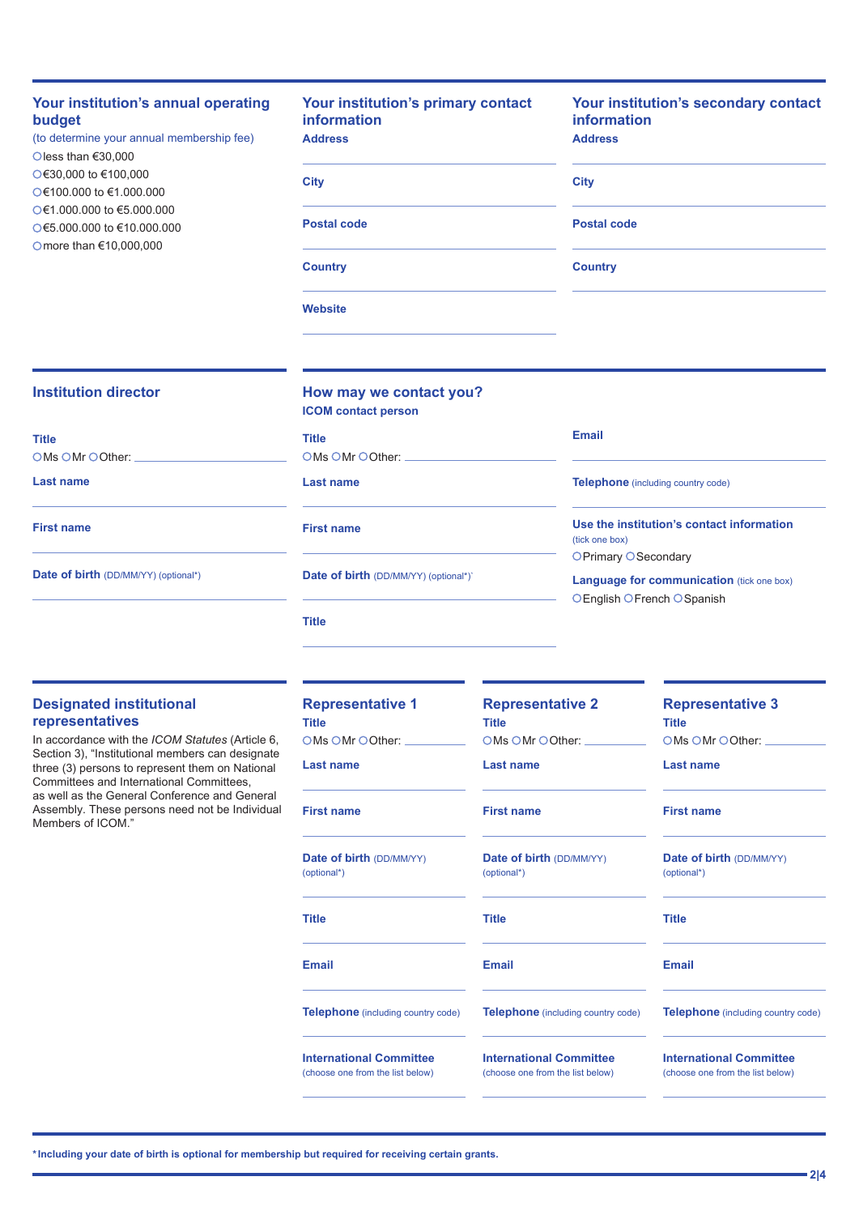## Your institution's annual operating budget

(to determine your annual membership fee)

- ○ less than €30,000
- ○ €30,000 to €100,000
- ○ €100.000 to €1.000.000
- ○ €1.000.000 to €5.000.000
- ○ €5.000.000 to €10.000.000
- ○ more than €10,000,000

## Your institution's primary contact information

**Address**

**City**

**Postal code**

**Country**

**Website**

## Your institution's secondary contact information

**Address**

**City**

**Postal code**

**Country**

## Institution director

**Title**

○ Ms ○ Mr ○ Other: ____________

**Last name**

**First name**

**Date of birth** (DD/MM/YY) (optional*)

## How may we contact you?

**ICOM contact person**

**Title**

○ Ms ○ Mr ○ Other: ____________

**Last name**

**First name**

**Date of birth** (DD/MM/YY) (optional*)`

**Title**

**Email**

**Telephone** (including country code)

**Use the institution's contact information** (tick one box)

○ Primary ○ Secondary

**Language for communication** (tick one box)

○ English ○ French ○ Spanish

## Designated institutional representatives

In accordance with the *ICOM Statutes* (Article 6, Section 3), "Institutional members can designate three (3) persons to represent them on National Committees and International Committees, as well as the General Conference and General Assembly. These persons need not be Individual Members of ICOM."

### Representative 1

**Title**

○ Ms ○ Mr ○ Other: ____________

**Last name**

**First name**

**Date of birth** (DD/MM/YY) (optional*)

**Title**

**Email**

**Telephone** (including country code)

**International Committee** (choose one from the list below)

### Representative 2

**Title**

○ Ms ○ Mr ○ Other: ____________

**Last name**

**First name**

**Date of birth** (DD/MM/YY) (optional*)

**Title**

**Email**

**Telephone** (including country code)

**International Committee** (choose one from the list below)

### Representative 3

**Title**

○ Ms ○ Mr ○ Other: ____________

**Last name**

**First name**

**Date of birth** (DD/MM/YY) (optional*)

**Title**

**Email**

**Telephone** (including country code)

**International Committee** (choose one from the list below)

**\*Including your date of birth is optional for membership but required for receiving certain grants.**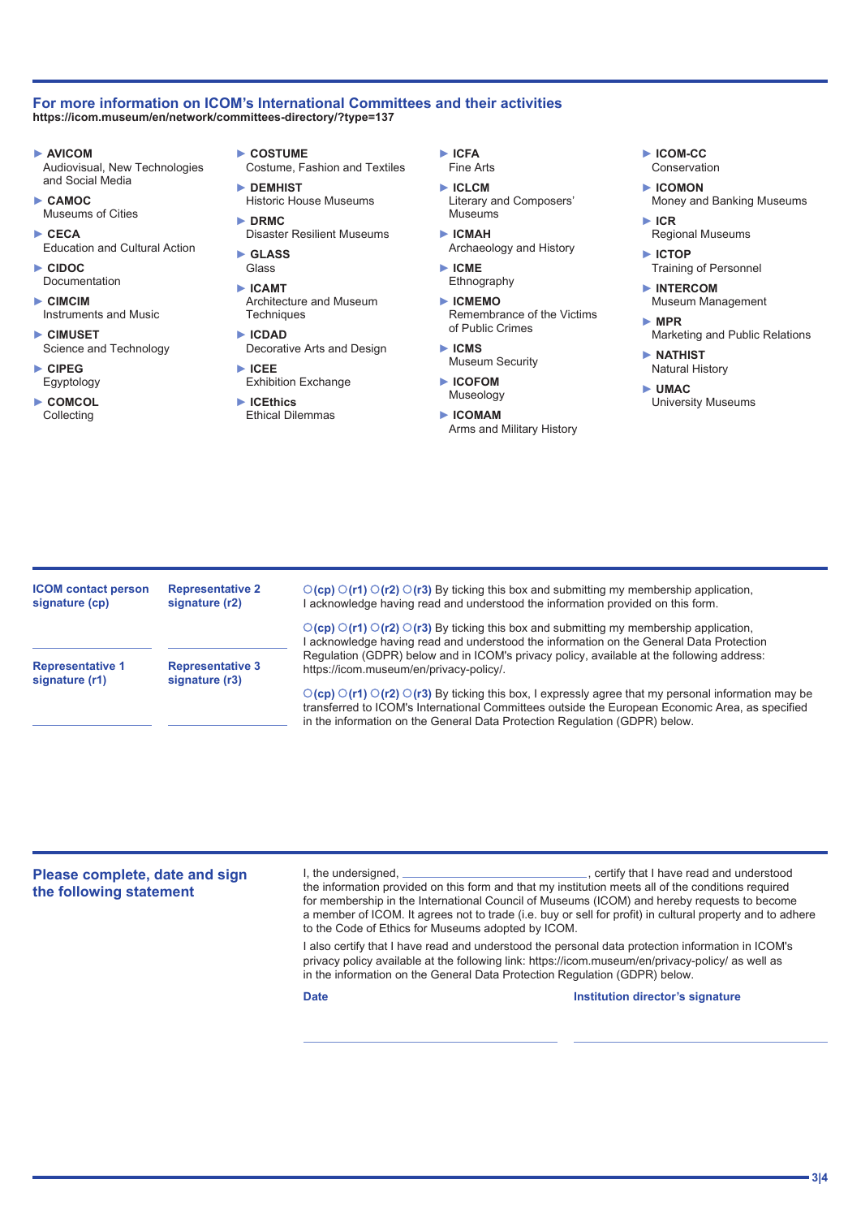## For more information on ICOM's International Committees and their activities

**https://icom.museum/en/network/committees-directory/?type=137**

- **AVICOM** Audiovisual, New Technologies and Social Media
- **CAMOC** Museums of Cities
- **CECA** Education and Cultural Action
- **CIDOC** Documentation
- **CIMCIM** Instruments and Music
- **CIMUSET** Science and Technology
- **CIPEG** Egyptology
- **COMCOL** Collecting
- **COSTUME** Costume, Fashion and Textiles
- **DEMHIST** Historic House Museums
- **DRMC** Disaster Resilient Museums
- **GLASS** Glass
- **ICAMT** Architecture and Museum Techniques
- **ICDAD** Decorative Arts and Design
- **ICEE** Exhibition Exchange
- **ICEthics** Ethical Dilemmas
- **ICFA** Fine Arts
- **ICLCM** Literary and Composers' Museums
- **ICMAH** Archaeology and History
- **ICME** Ethnography
- **ICMEMO** Remembrance of the Victims of Public Crimes
- **ICMS** Museum Security
- **ICOFOM** Museology
- **ICOMAM** Arms and Military History
- **ICOM-CC** Conservation
- **ICOMON** Money and Banking Museums
- **ICR** Regional Museums
- **ICTOP** Training of Personnel
- **INTERCOM** Museum Management
- **MPR** Marketing and Public Relations
- **NATHIST** Natural History
- **UMAC** University Museums

---

**ICOM contact person signature (cp)**

**Representative 2 signature (r2)**

**Representative 1 signature (r1)**

**Representative 3 signature (r3)**

○ **(cp)** ○ **(r1)** ○ **(r2)** ○ **(r3)** By ticking this box and submitting my membership application, I acknowledge having read and understood the information provided on this form.

○ **(cp)** ○ **(r1)** ○ **(r2)** ○ **(r3)** By ticking this box and submitting my membership application, I acknowledge having read and understood the information on the General Data Protection Regulation (GDPR) below and in ICOM's privacy policy, available at the following address: https://icom.museum/en/privacy-policy/.

○ **(cp)** ○ **(r1)** ○ **(r2)** ○ **(r3)** By ticking this box, I expressly agree that my personal information may be transferred to ICOM's International Committees outside the European Economic Area, as specified in the information on the General Data Protection Regulation (GDPR) below.

---

## Please complete, date and sign the following statement

I, the undersigned, ______________________________, certify that I have read and understood the information provided on this form and that my institution meets all of the conditions required for membership in the International Council of Museums (ICOM) and hereby requests to become a member of ICOM. It agrees not to trade (i.e. buy or sell for profit) in cultural property and to adhere to the Code of Ethics for Museums adopted by ICOM.

I also certify that I have read and understood the personal data protection information in ICOM's privacy policy available at the following link: https://icom.museum/en/privacy-policy/ as well as in the information on the General Data Protection Regulation (GDPR) below.

**Date** ______________________________

**Institution director's signature** ______________________________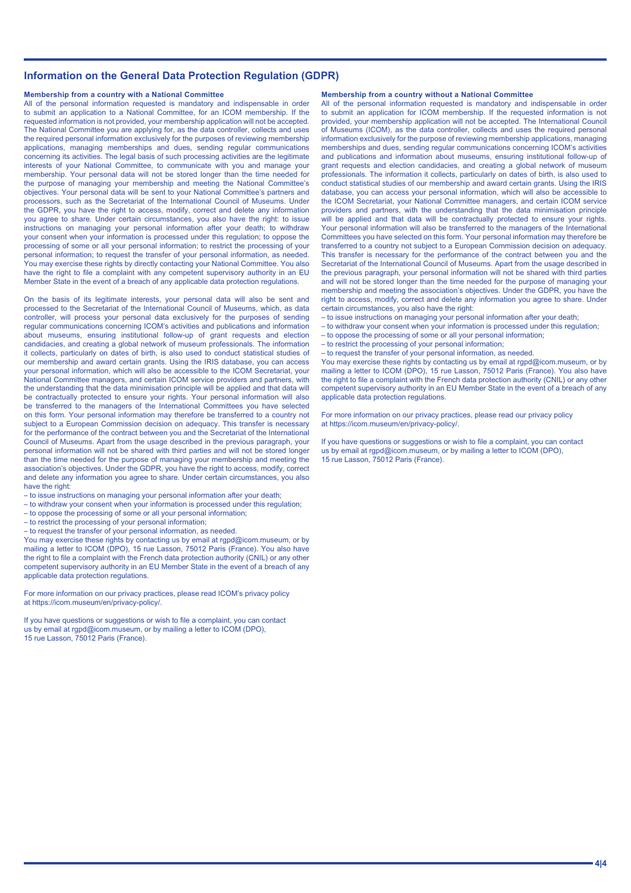## Information on the General Data Protection Regulation (GDPR)

### Membership from a country with a National Committee

All of the personal information requested is mandatory and indispensable in order to submit an application to a National Committee, for an ICOM membership. If the requested information is not provided, your membership application will not be accepted. The National Committee you are applying for, as the data controller, collects and uses the required personal information exclusively for the purposes of reviewing membership applications, managing memberships and dues, sending regular communications concerning its activities. The legal basis of such processing activities are the legitimate interests of your National Committee, to communicate with you and manage your membership. Your personal data will not be stored longer than the time needed for the purpose of managing your membership and meeting the National Committee's objectives. Your personal data will be sent to your National Committee's partners and processors, such as the Secretariat of the International Council of Museums. Under the GDPR, you have the right to access, modify, correct and delete any information you agree to share. Under certain circumstances, you also have the right: to issue instructions on managing your personal information after your death; to withdraw your consent when your information is processed under this regulation; to oppose the processing of some or all your personal information; to restrict the processing of your personal information; to request the transfer of your personal information, as needed. You may exercise these rights by directly contacting your National Committee. You also have the right to file a complaint with any competent supervisory authority in an EU Member State in the event of a breach of any applicable data protection regulations.

On the basis of its legitimate interests, your personal data will also be sent and processed to the Secretariat of the International Council of Museums, which, as data controller, will process your personal data exclusively for the purposes of sending regular communications concerning ICOM's activities and publications and information about museums, ensuring institutional follow-up of grant requests and election candidacies, and creating a global network of museum professionals. The information it collects, particularly on dates of birth, is also used to conduct statistical studies of our membership and award certain grants. Using the IRIS database, you can access your personal information, which will also be accessible to the ICOM Secretariat, your National Committee managers, and certain ICOM service providers and partners, with the understanding that the data minimisation principle will be applied and that data will be contractually protected to ensure your rights. Your personal information will also be transferred to the managers of the International Committees you have selected on this form. Your personal information may therefore be transferred to a country not subject to a European Commission decision on adequacy. This transfer is necessary for the performance of the contract between you and the Secretariat of the International Council of Museums. Apart from the usage described in the previous paragraph, your personal information will not be shared with third parties and will not be stored longer than the time needed for the purpose of managing your membership and meeting the association's objectives. Under the GDPR, you have the right to access, modify, correct and delete any information you agree to share. Under certain circumstances, you also have the right:

– to issue instructions on managing your personal information after your death;
– to withdraw your consent when your information is processed under this regulation;
– to oppose the processing of some or all your personal information;
– to restrict the processing of your personal information;
– to request the transfer of your personal information, as needed.

You may exercise these rights by contacting us by email at rgpd@icom.museum, or by mailing a letter to ICOM (DPO), 15 rue Lasson, 75012 Paris (France). You also have the right to file a complaint with the French data protection authority (CNIL) or any other competent supervisory authority in an EU Member State in the event of a breach of any applicable data protection regulations.

For more information on our privacy practices, please read ICOM's privacy policy at https://icom.museum/en/privacy-policy/.

If you have questions or suggestions or wish to file a complaint, you can contact us by email at rgpd@icom.museum, or by mailing a letter to ICOM (DPO), 15 rue Lasson, 75012 Paris (France).

### Membership from a country without a National Committee

All of the personal information requested is mandatory and indispensable in order to submit an application for ICOM membership. If the requested information is not provided, your membership application will not be accepted. The International Council of Museums (ICOM), as the data controller, collects and uses the required personal information exclusively for the purpose of reviewing membership applications, managing memberships and dues, sending regular communications concerning ICOM's activities and publications and information about museums, ensuring institutional follow-up of grant requests and election candidacies, and creating a global network of museum professionals. The information it collects, particularly on dates of birth, is also used to conduct statistical studies of our membership and award certain grants. Using the IRIS database, you can access your personal information, which will also be accessible to the ICOM Secretariat, your National Committee managers, and certain ICOM service providers and partners, with the understanding that the data minimisation principle will be applied and that data will be contractually protected to ensure your rights. Your personal information will also be transferred to the managers of the International Committees you have selected on this form. Your personal information may therefore be transferred to a country not subject to a European Commission decision on adequacy. This transfer is necessary for the performance of the contract between you and the Secretariat of the International Council of Museums. Apart from the usage described in the previous paragraph, your personal information will not be shared with third parties and will not be stored longer than the time needed for the purpose of managing your membership and meeting the association's objectives. Under the GDPR, you have the right to access, modify, correct and delete any information you agree to share. Under certain circumstances, you also have the right:

– to issue instructions on managing your personal information after your death;
– to withdraw your consent when your information is processed under this regulation;
– to oppose the processing of some or all your personal information;
– to restrict the processing of your personal information;
– to request the transfer of your personal information, as needed.

You may exercise these rights by contacting us by email at rgpd@icom.museum, or by mailing a letter to ICOM (DPO), 15 rue Lasson, 75012 Paris (France). You also have the right to file a complaint with the French data protection authority (CNIL) or any other competent supervisory authority in an EU Member State in the event of a breach of any applicable data protection regulations.

For more information on our privacy practices, please read our privacy policy at https://icom.museum/en/privacy-policy/.

If you have questions or suggestions or wish to file a complaint, you can contact us by email at rgpd@icom.museum, or by mailing a letter to ICOM (DPO), 15 rue Lasson, 75012 Paris (France).